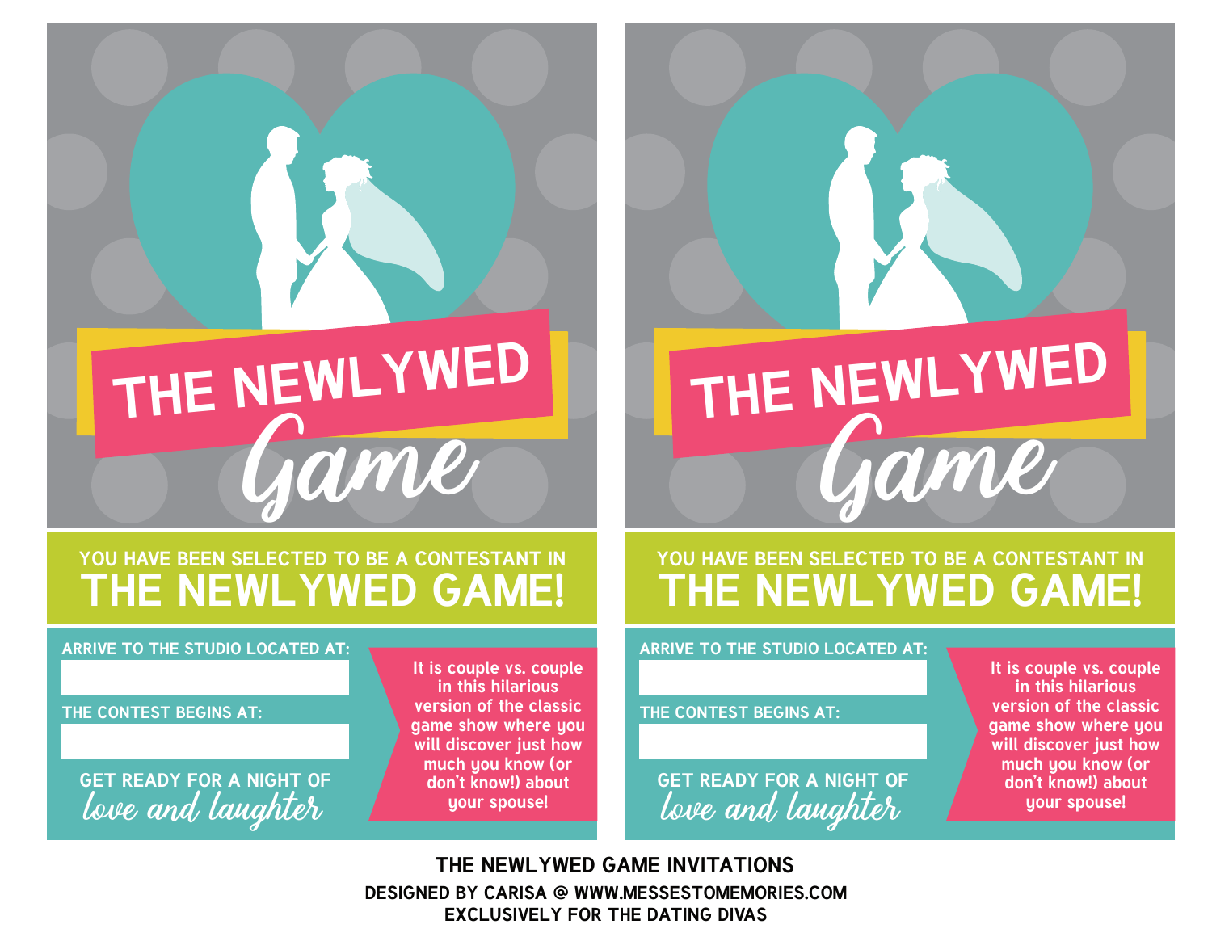# THE NEWLYWED *Game*

YOU HAVE BEEN SELECTED TO BE A CONTESTANT IN

## THE NEWLYWED GAME!

ARRIVE TO THE STUDIO LOCATED AT:

THE CONTEST BEGINS AT:

GET READY FOR A NIGHT OF *love and laughter*

It is couple vs. couple in this hilarious version of the classic game show where you will discover just how much you know (or don't know!) about your spouse!

# THE NEWLYWED *Game*

YOU HAVE BEEN SELECTED TO BE A CONTESTANT IN

## THE NEWLYWED GAME!

ARRIVE TO THE STUDIO LOCATED AT:

THE CONTEST BEGINS AT:

GET READY FOR A NIGHT OF *love and laughter*

It is couple vs. couple in this hilarious version of the classic game show where you will discover just how much you know (or don't know!) about your spouse!

**THE NEWLYWED GAME INVITATIONS**

**DESIGNED BY CARISA @ WWW.MESSESTOMEMORIES.COM**
**EXCLUSIVELY FOR THE DATING DIVAS**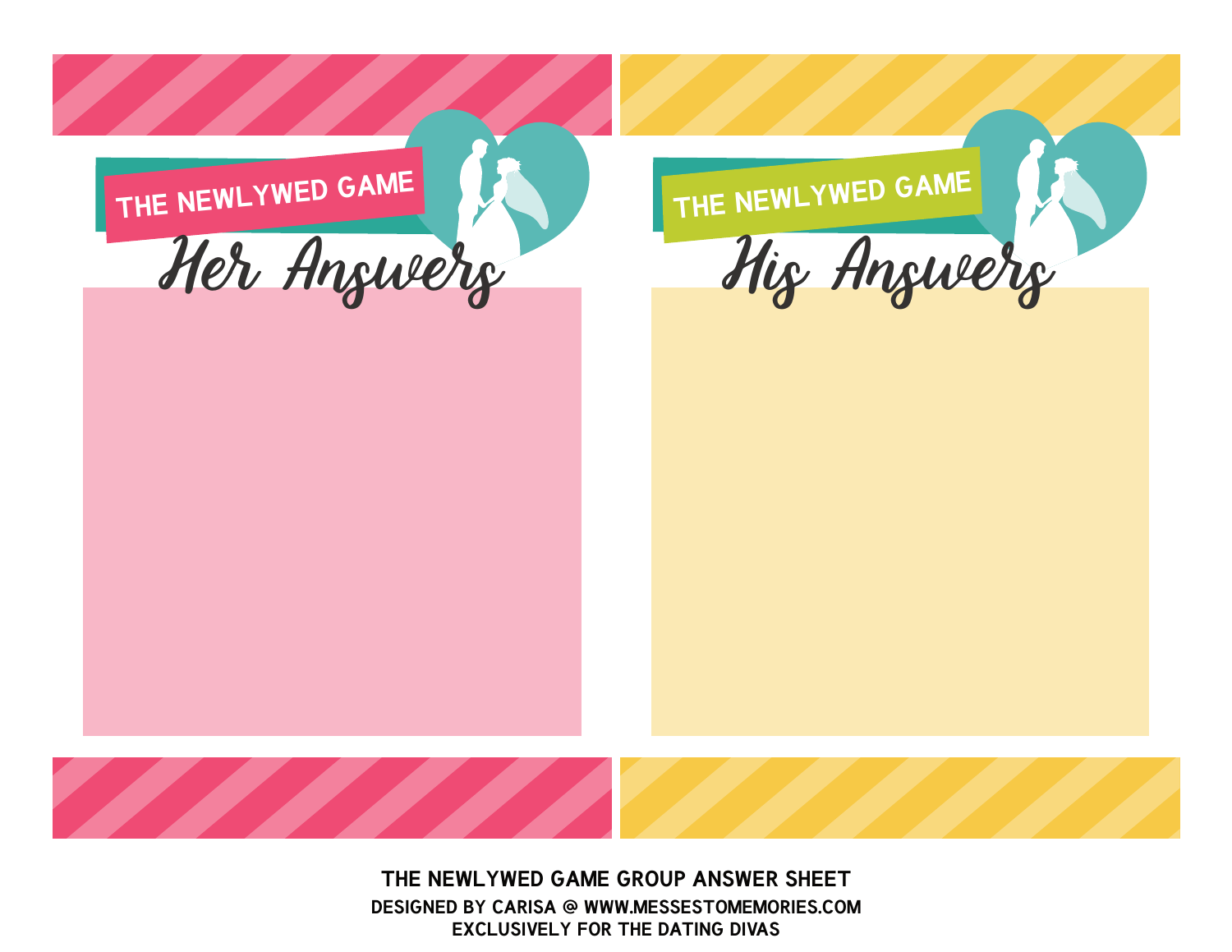THE NEWLYWED GAME

## Her Answers

THE NEWLYWED GAME

## His Answers

**THE NEWLYWED GAME GROUP ANSWER SHEET**

**DESIGNED BY CARISA @ WWW.MESSESTOMEMORIES.COM**

**EXCLUSIVELY FOR THE DATING DIVAS**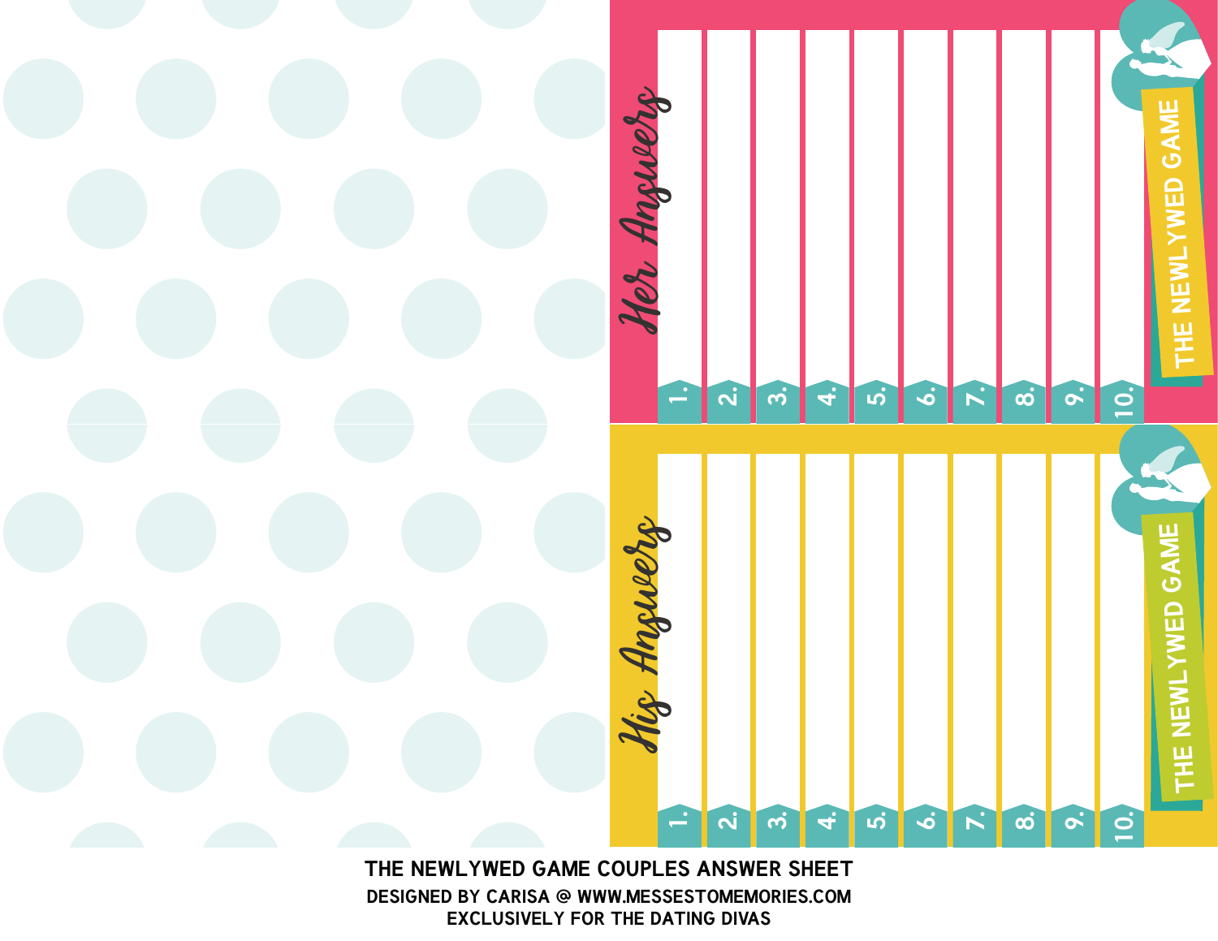## Her Answers

THE NEWLYWED GAME

1.

2.

3.

4.

5.

6.

7.

8.

9.

10.

## His Answers

THE NEWLYWED GAME

1.

2.

3.

4.

5.

6.

7.

8.

9.

10.

**THE NEWLYWED GAME COUPLES ANSWER SHEET**

**DESIGNED BY CARISA @ WWW.MESSESTOMEMORIES.COM**

**EXCLUSIVELY FOR THE DATING DIVAS**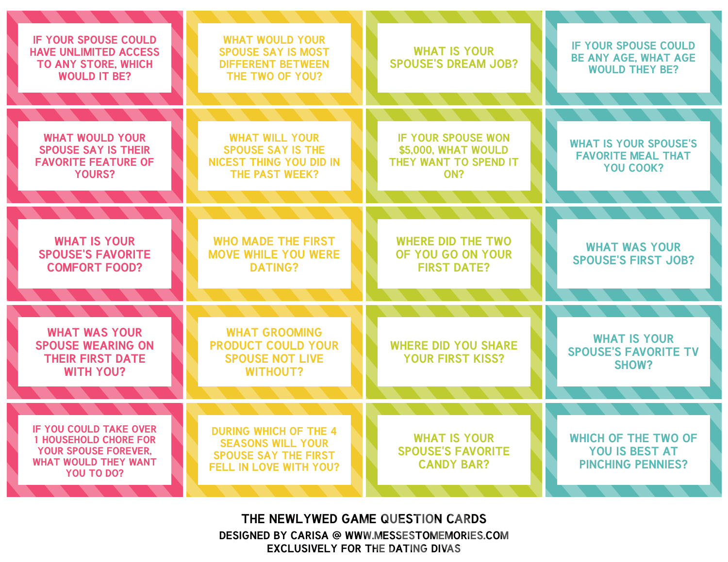IF YOUR SPOUSE COULD HAVE UNLIMITED ACCESS TO ANY STORE, WHICH WOULD IT BE?

WHAT WOULD YOUR SPOUSE SAY IS MOST DIFFERENT BETWEEN THE TWO OF YOU?

WHAT IS YOUR SPOUSE'S DREAM JOB?

IF YOUR SPOUSE COULD BE ANY AGE, WHAT AGE WOULD THEY BE?

WHAT WOULD YOUR SPOUSE SAY IS THEIR FAVORITE FEATURE OF YOURS?

WHAT WILL YOUR SPOUSE SAY IS THE NICEST THING YOU DID IN THE PAST WEEK?

IF YOUR SPOUSE WON $5,000, WHAT WOULD THEY WANT TO SPEND IT ON?

WHAT IS YOUR SPOUSE'S FAVORITE MEAL THAT YOU COOK?

WHAT IS YOUR SPOUSE'S FAVORITE COMFORT FOOD?

WHO MADE THE FIRST MOVE WHILE YOU WERE DATING?

WHERE DID THE TWO OF YOU GO ON YOUR FIRST DATE?

WHAT WAS YOUR SPOUSE'S FIRST JOB?

WHAT WAS YOUR SPOUSE WEARING ON THEIR FIRST DATE WITH YOU?

WHAT GROOMING PRODUCT COULD YOUR SPOUSE NOT LIVE WITHOUT?

WHERE DID YOU SHARE YOUR FIRST KISS?

WHAT IS YOUR SPOUSE'S FAVORITE TV SHOW?

IF YOU COULD TAKE OVER 1 HOUSEHOLD CHORE FOR YOUR SPOUSE FOREVER, WHAT WOULD THEY WANT YOU TO DO?

DURING WHICH OF THE 4 SEASONS WILL YOUR SPOUSE SAY THE FIRST FELL IN LOVE WITH YOU?

WHAT IS YOUR SPOUSE'S FAVORITE CANDY BAR?

WHICH OF THE TWO OF YOU IS BEST AT PINCHING PENNIES?

**THE NEWLYWED GAME QUESTION CARDS**

**DESIGNED BY CARISA @ WWW.MESSESTOMEMORIES.COM**
**EXCLUSIVELY FOR THE DATING DIVAS**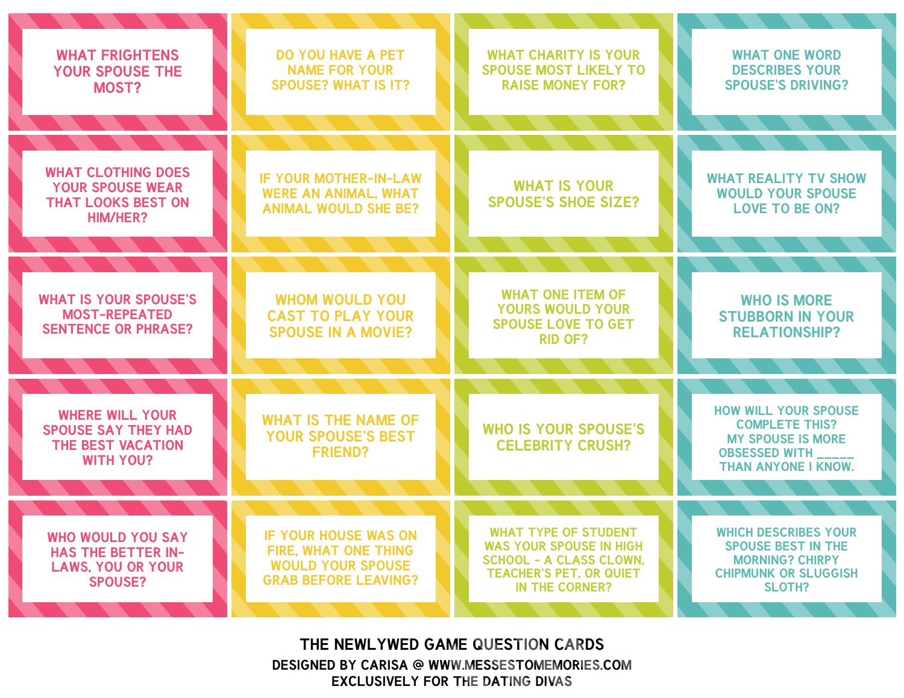WHAT FRIGHTENS YOUR SPOUSE THE MOST?

DO YOU HAVE A PET NAME FOR YOUR SPOUSE? WHAT IS IT?

WHAT CHARITY IS YOUR SPOUSE MOST LIKELY TO RAISE MONEY FOR?

WHAT ONE WORD DESCRIBES YOUR SPOUSE'S DRIVING?

WHAT CLOTHING DOES YOUR SPOUSE WEAR THAT LOOKS BEST ON HIM/HER?

IF YOUR MOTHER-IN-LAW WERE AN ANIMAL, WHAT ANIMAL WOULD SHE BE?

WHAT IS YOUR SPOUSE'S SHOE SIZE?

WHAT REALITY TV SHOW WOULD YOUR SPOUSE LOVE TO BE ON?

WHAT IS YOUR SPOUSE'S MOST-REPEATED SENTENCE OR PHRASE?

WHOM WOULD YOU CAST TO PLAY YOUR SPOUSE IN A MOVIE?

WHAT ONE ITEM OF YOURS WOULD YOUR SPOUSE LOVE TO GET RID OF?

WHO IS MORE STUBBORN IN YOUR RELATIONSHIP?

WHERE WILL YOUR SPOUSE SAY THEY HAD THE BEST VACATION WITH YOU?

WHAT IS THE NAME OF YOUR SPOUSE'S BEST FRIEND?

WHO IS YOUR SPOUSE'S CELEBRITY CRUSH?

HOW WILL YOUR SPOUSE COMPLETE THIS?
MY SPOUSE IS MORE OBSESSED WITH _____ THAN ANYONE I KNOW.

WHO WOULD YOU SAY HAS THE BETTER IN-LAWS, YOU OR YOUR SPOUSE?

IF YOUR HOUSE WAS ON FIRE, WHAT ONE THING WOULD YOUR SPOUSE GRAB BEFORE LEAVING?

WHAT TYPE OF STUDENT WAS YOUR SPOUSE IN HIGH SCHOOL - A CLASS CLOWN, TEACHER'S PET, OR QUIET IN THE CORNER?

WHICH DESCRIBES YOUR SPOUSE BEST IN THE MORNING? CHIRPY CHIPMUNK OR SLUGGISH SLOTH?

**THE NEWLYWED GAME QUESTION CARDS**

**DESIGNED BY CARISA @ WWW.MESSESTOMEMORIES.COM**
**EXCLUSIVELY FOR THE DATING DIVAS**